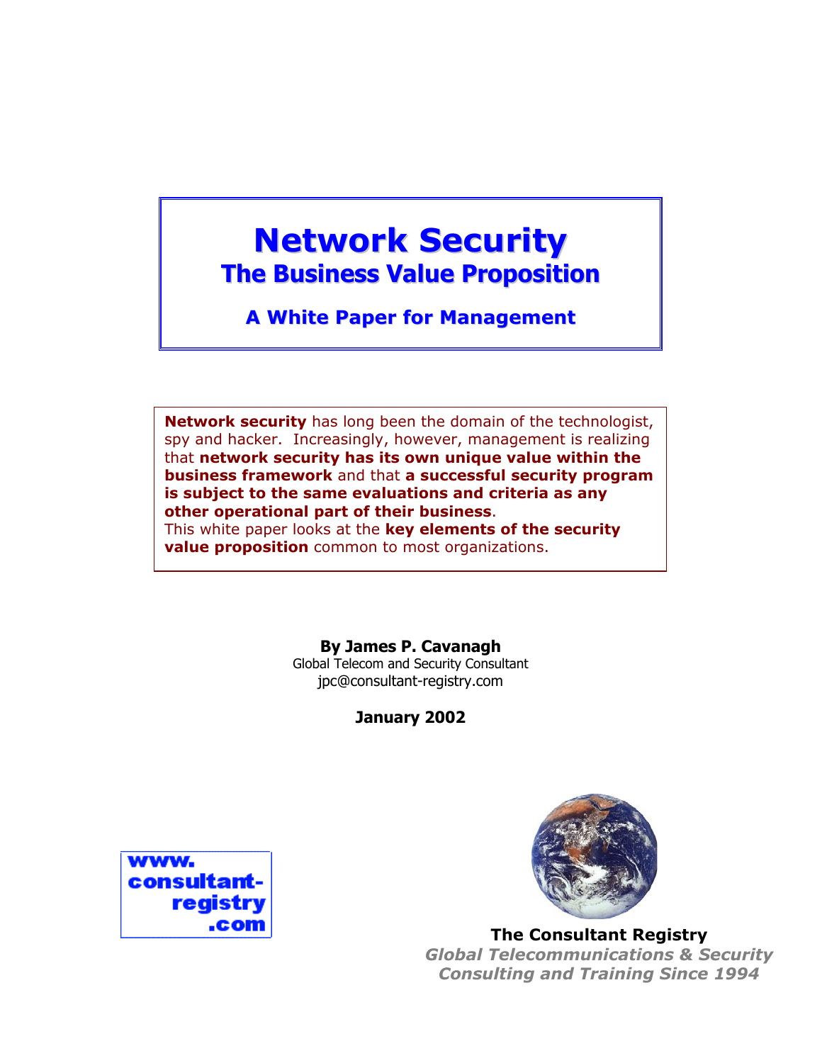# Network Security
## The Business Value Proposition

### A White Paper for Management

**Network security** has long been the domain of the technologist, spy and hacker. Increasingly, however, management is realizing that **network security has its own unique value within the business framework** and that **a successful security program is subject to the same evaluations and criteria as any other operational part of their business**.
This white paper looks at the **key elements of the security value proposition** common to most organizations.

**By James P. Cavanagh**
Global Telecom and Security Consultant
jpc@consultant-registry.com

**January 2002**

www.consultant-registry.com

**The Consultant Registry**
***Global Telecommunications & Security Consulting and Training Since 1994***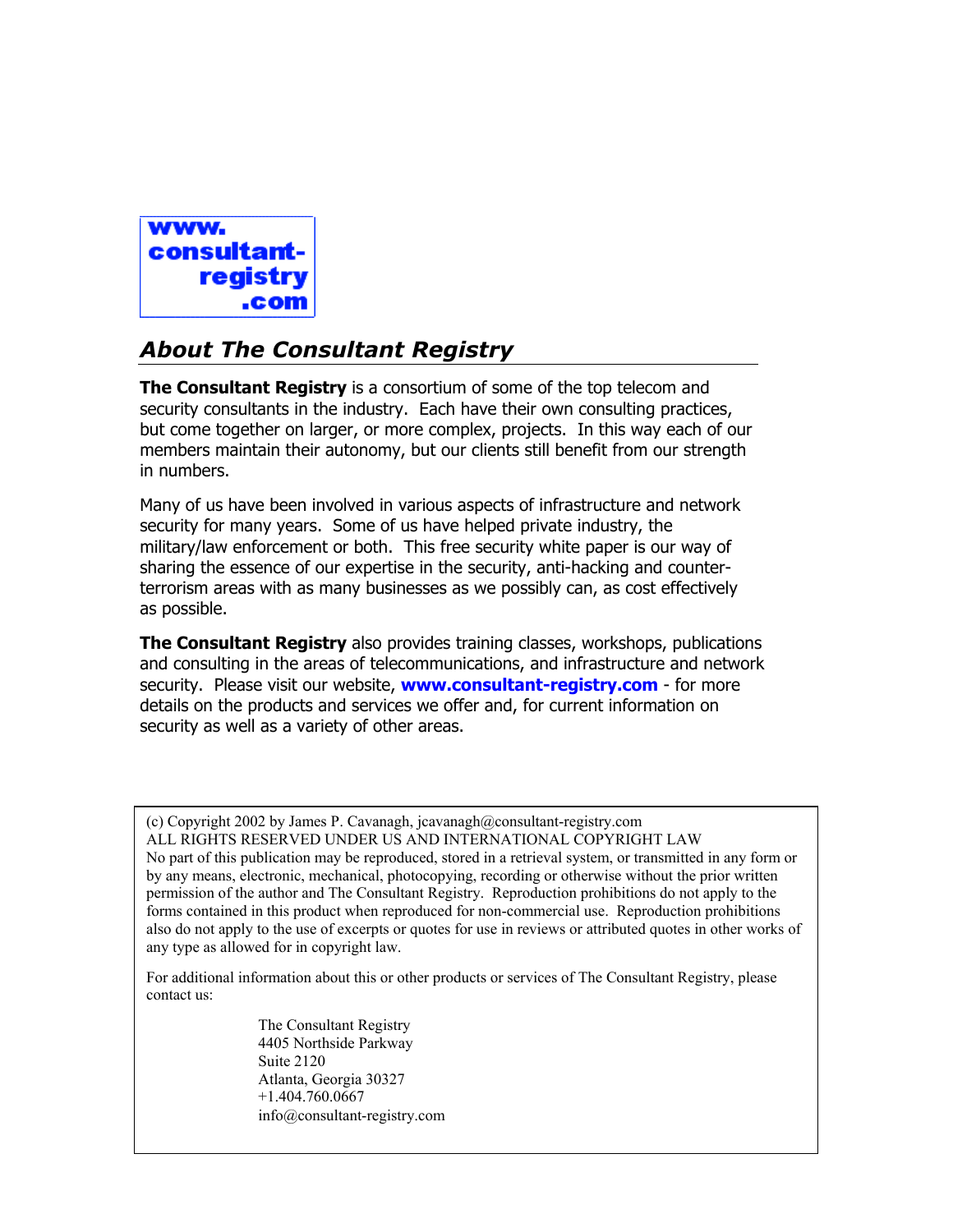**www. consultant- registry .com**

## *About The Consultant Registry*

**The Consultant Registry** is a consortium of some of the top telecom and security consultants in the industry. Each have their own consulting practices, but come together on larger, or more complex, projects. In this way each of our members maintain their autonomy, but our clients still benefit from our strength in numbers.

Many of us have been involved in various aspects of infrastructure and network security for many years. Some of us have helped private industry, the military/law enforcement or both. This free security white paper is our way of sharing the essence of our expertise in the security, anti-hacking and counter-terrorism areas with as many businesses as we possibly can, as cost effectively as possible.

**The Consultant Registry** also provides training classes, workshops, publications and consulting in the areas of telecommunications, and infrastructure and network security. Please visit our website, **www.consultant-registry.com** - for more details on the products and services we offer and, for current information on security as well as a variety of other areas.

(c) Copyright 2002 by James P. Cavanagh, jcavanagh@consultant-registry.com
ALL RIGHTS RESERVED UNDER US AND INTERNATIONAL COPYRIGHT LAW
No part of this publication may be reproduced, stored in a retrieval system, or transmitted in any form or by any means, electronic, mechanical, photocopying, recording or otherwise without the prior written permission of the author and The Consultant Registry. Reproduction prohibitions do not apply to the forms contained in this product when reproduced for non-commercial use. Reproduction prohibitions also do not apply to the use of excerpts or quotes for use in reviews or attributed quotes in other works of any type as allowed for in copyright law.

For additional information about this or other products or services of The Consultant Registry, please contact us:

The Consultant Registry
4405 Northside Parkway
Suite 2120
Atlanta, Georgia 30327
+1.404.760.0667
info@consultant-registry.com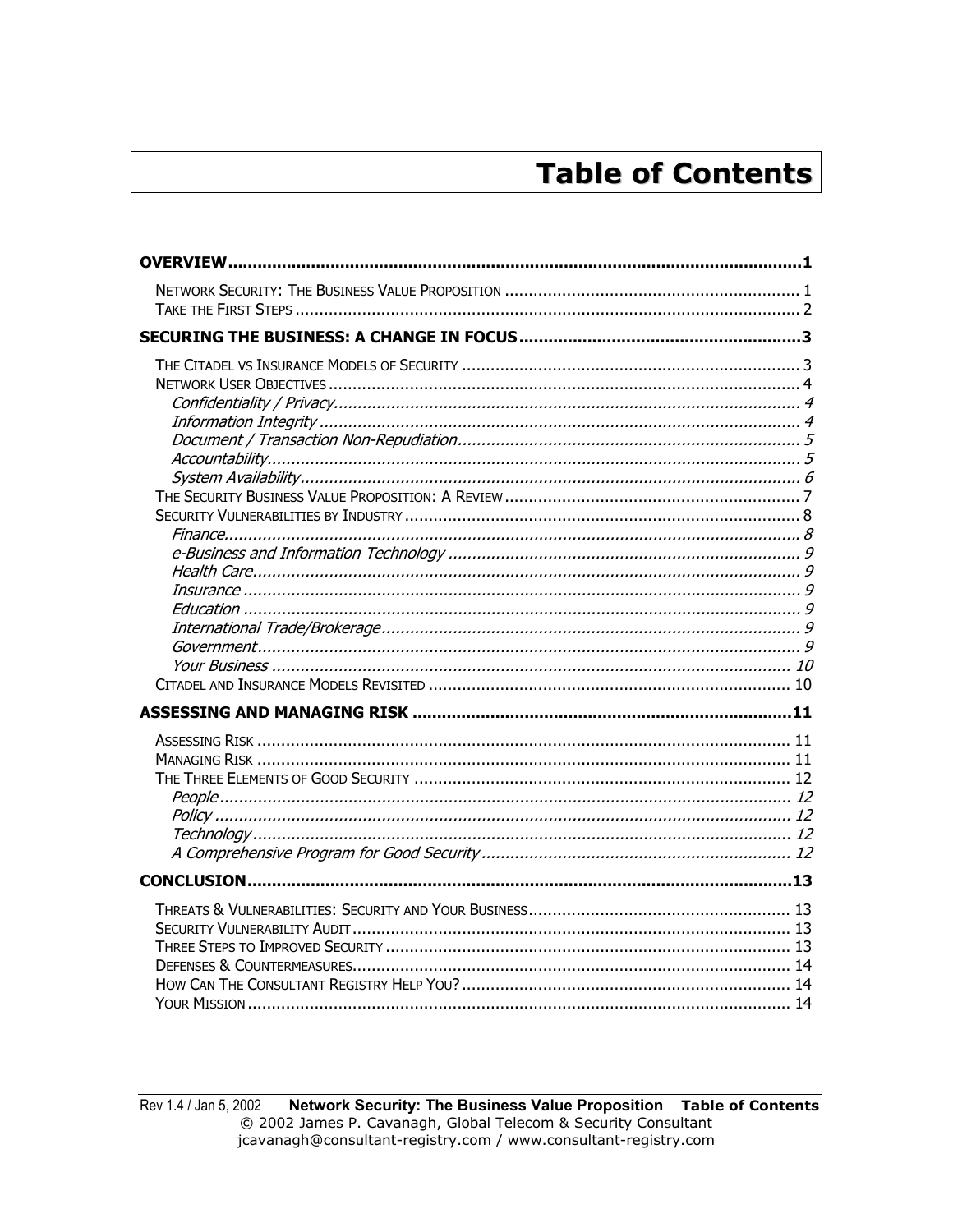# Table of Contents

**OVERVIEW** .......... **1**

- Network Security: The Business Value Proposition .......... 1
- Take the First Steps .......... 2

**SECURING THE BUSINESS: A CHANGE IN FOCUS** .......... **3**

- The Citadel vs Insurance Models of Security .......... 3
- Network User Objectives .......... 4
  - *Confidentiality / Privacy* .......... *4*
  - *Information Integrity* .......... *4*
  - *Document / Transaction Non-Repudiation* .......... *5*
  - *Accountability* .......... *5*
  - *System Availability* .......... *6*
- The Security Business Value Proposition: A Review .......... 7
- Security Vulnerabilities by Industry .......... 8
  - *Finance* .......... *8*
  - *e-Business and Information Technology* .......... *9*
  - *Health Care* .......... *9*
  - *Insurance* .......... *9*
  - *Education* .......... *9*
  - *International Trade/Brokerage* .......... *9*
  - *Government* .......... *9*
  - *Your Business* .......... *10*
- Citadel and Insurance Models Revisited .......... 10

**ASSESSING AND MANAGING RISK** .......... **11**

- Assessing Risk .......... 11
- Managing Risk .......... 11
- The Three Elements of Good Security .......... 12
  - *People* .......... *12*
  - *Policy* .......... *12*
  - *Technology* .......... *12*
  - *A Comprehensive Program for Good Security* .......... *12*

**CONCLUSION** .......... **13**

- Threats & Vulnerabilities: Security and Your Business .......... 13
- Security Vulnerability Audit .......... 13
- Three Steps to Improved Security .......... 13
- Defenses & Countermeasures .......... 14
- How Can The Consultant Registry Help You? .......... 14
- Your Mission .......... 14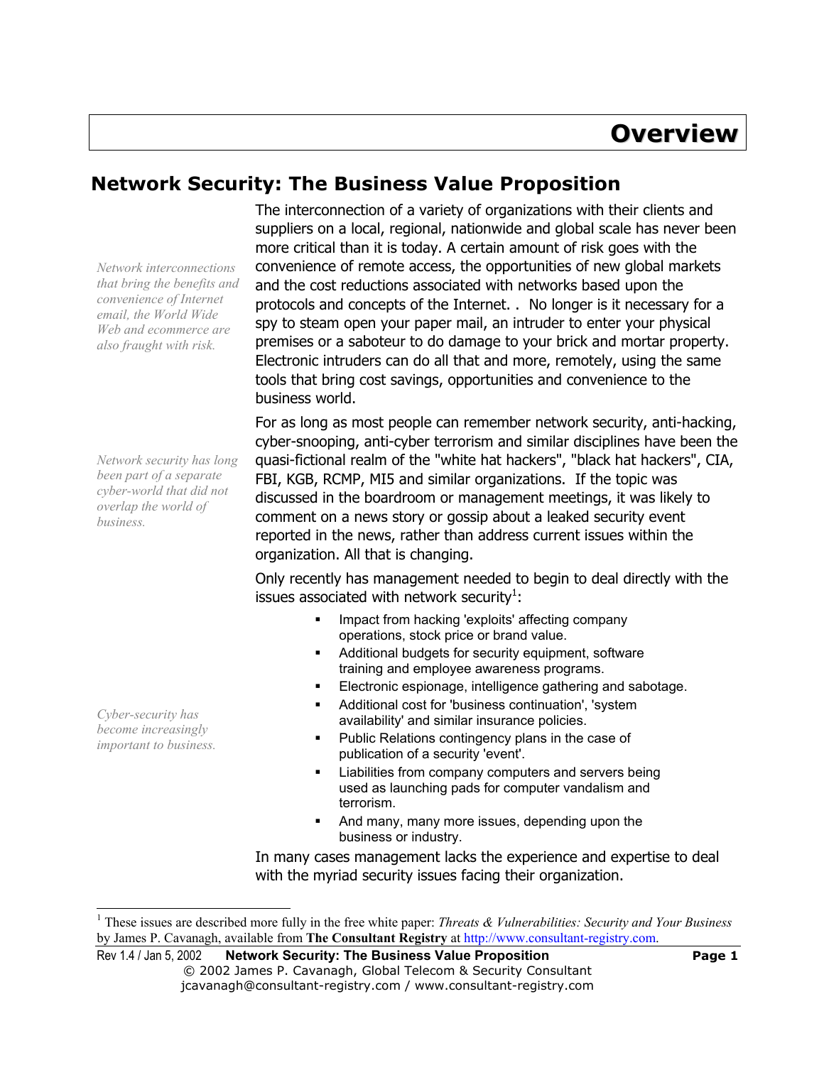# Overview

## Network Security: The Business Value Proposition

*Network interconnections that bring the benefits and convenience of Internet email, the World Wide Web and ecommerce are also fraught with risk.*

The interconnection of a variety of organizations with their clients and suppliers on a local, regional, nationwide and global scale has never been more critical than it is today. A certain amount of risk goes with the convenience of remote access, the opportunities of new global markets and the cost reductions associated with networks based upon the protocols and concepts of the Internet. .  No longer is it necessary for a spy to steam open your paper mail, an intruder to enter your physical premises or a saboteur to do damage to your brick and mortar property. Electronic intruders can do all that and more, remotely, using the same tools that bring cost savings, opportunities and convenience to the business world.

*Network security has long been part of a separate cyber-world that did not overlap the world of business.*

For as long as most people can remember network security, anti-hacking, cyber-snooping, anti-cyber terrorism and similar disciplines have been the quasi-fictional realm of the "white hat hackers", "black hat hackers", CIA, FBI, KGB, RCMP, MI5 and similar organizations.  If the topic was discussed in the boardroom or management meetings, it was likely to comment on a news story or gossip about a leaked security event reported in the news, rather than address current issues within the organization. All that is changing.

*Cyber-security has become increasingly important to business.*

Only recently has management needed to begin to deal directly with the issues associated with network security[1]:

- Impact from hacking 'exploits' affecting company operations, stock price or brand value.
- Additional budgets for security equipment, software training and employee awareness programs.
- Electronic espionage, intelligence gathering and sabotage.
- Additional cost for 'business continuation', 'system availability' and similar insurance policies.
- Public Relations contingency plans in the case of publication of a security 'event'.
- Liabilities from company computers and servers being used as launching pads for computer vandalism and terrorism.
- And many, many more issues, depending upon the business or industry.

In many cases management lacks the experience and expertise to deal with the myriad security issues facing their organization.

[1] These issues are described more fully in the free white paper: *Threats & Vulnerabilities: Security and Your Business* by James P. Cavanagh, available from **The Consultant Registry** at http://www.consultant-registry.com.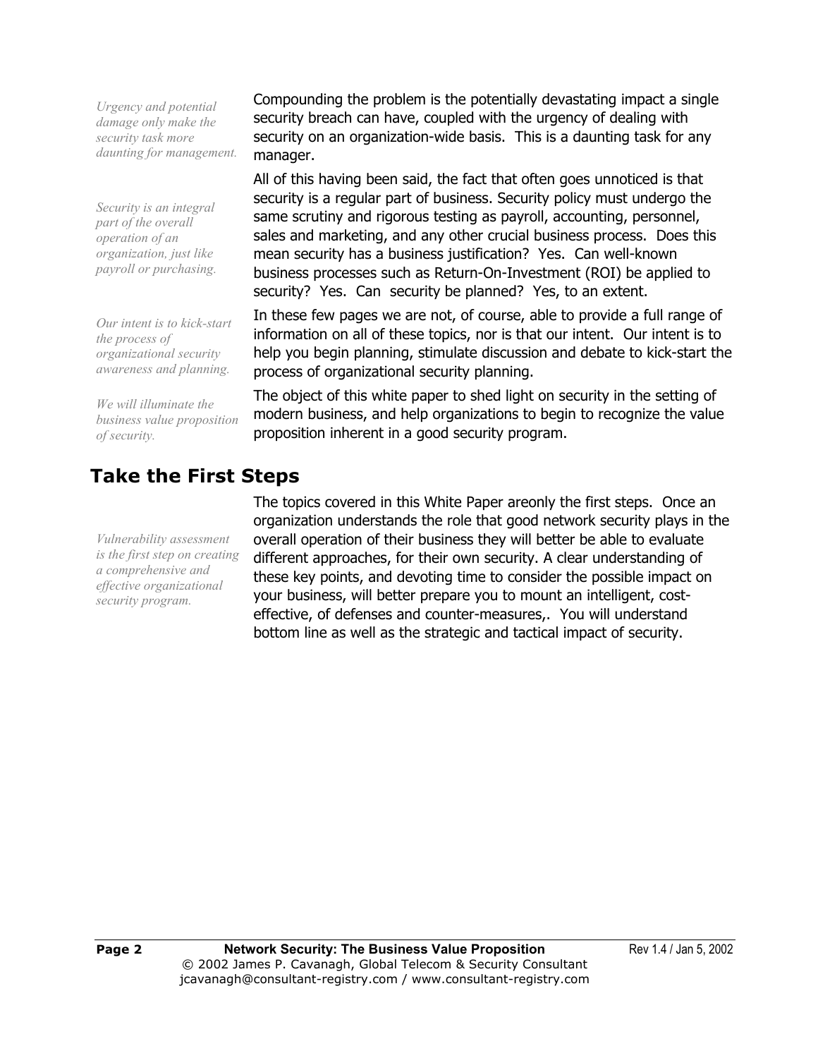*Urgency and potential damage only make the security task more daunting for management.*

Compounding the problem is the potentially devastating impact a single security breach can have, coupled with the urgency of dealing with security on an organization-wide basis. This is a daunting task for any manager.

*Security is an integral part of the overall operation of an organization, just like payroll or purchasing.*

All of this having been said, the fact that often goes unnoticed is that security is a regular part of business. Security policy must undergo the same scrutiny and rigorous testing as payroll, accounting, personnel, sales and marketing, and any other crucial business process. Does this mean security has a business justification? Yes. Can well-known business processes such as Return-On-Investment (ROI) be applied to security? Yes. Can security be planned? Yes, to an extent.

*Our intent is to kick-start the process of organizational security awareness and planning.*

In these few pages we are not, of course, able to provide a full range of information on all of these topics, nor is that our intent. Our intent is to help you begin planning, stimulate discussion and debate to kick-start the process of organizational security planning.

*We will illuminate the business value proposition of security.*

The object of this white paper to shed light on security in the setting of modern business, and help organizations to begin to recognize the value proposition inherent in a good security program.

## Take the First Steps

*Vulnerability assessment is the first step on creating a comprehensive and effective organizational security program.*

The topics covered in this White Paper areonly the first steps. Once an organization understands the role that good network security plays in the overall operation of their business they will better be able to evaluate different approaches, for their own security. A clear understanding of these key points, and devoting time to consider the possible impact on your business, will better prepare you to mount an intelligent, cost-effective, of defenses and counter-measures,. You will understand bottom line as well as the strategic and tactical impact of security.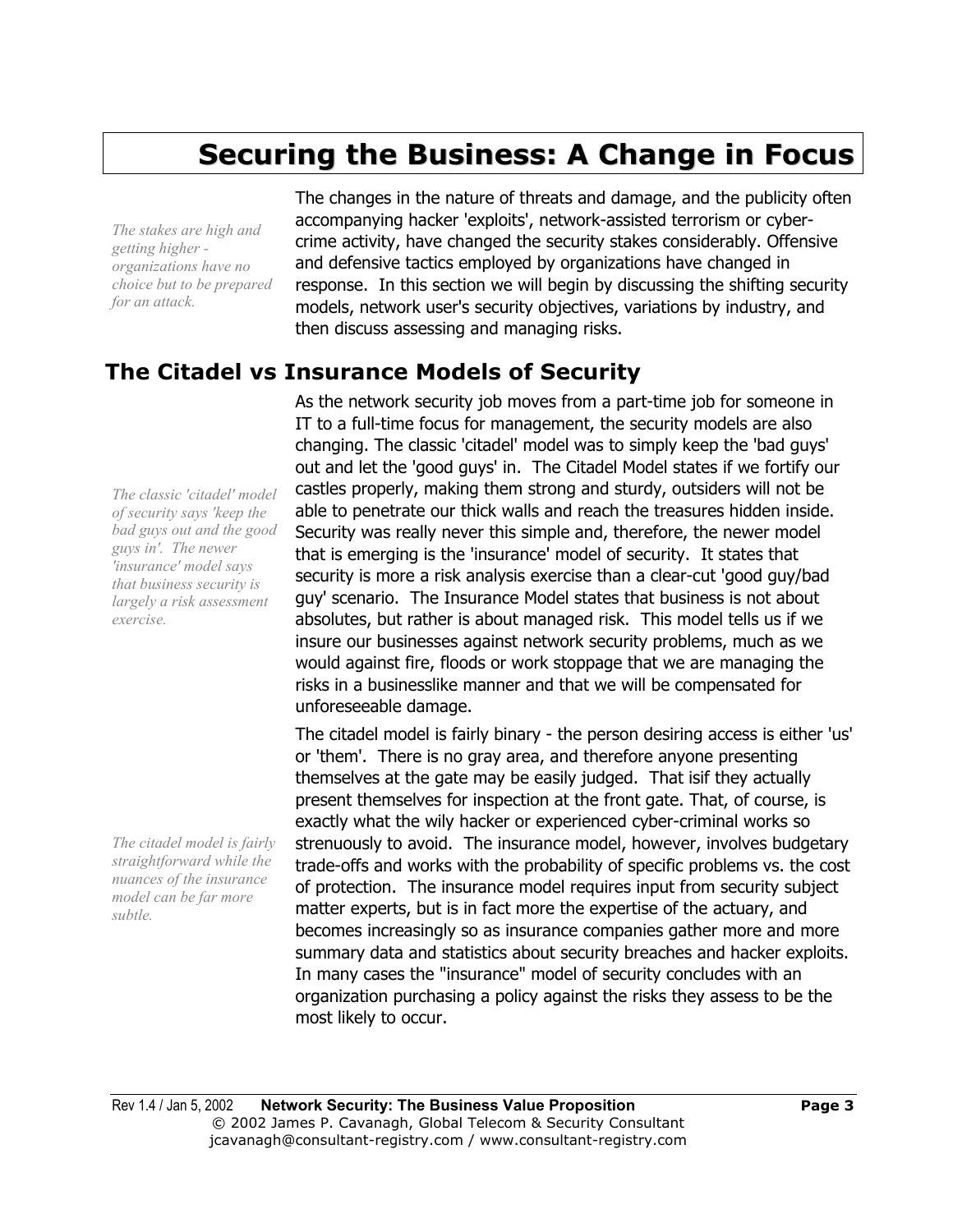# Securing the Business: A Change in Focus

*The stakes are high and getting higher - organizations have no choice but to be prepared for an attack.*

The changes in the nature of threats and damage, and the publicity often accompanying hacker 'exploits', network-assisted terrorism or cyber-crime activity, have changed the security stakes considerably. Offensive and defensive tactics employed by organizations have changed in response. In this section we will begin by discussing the shifting security models, network user's security objectives, variations by industry, and then discuss assessing and managing risks.

## The Citadel vs Insurance Models of Security

*The classic 'citadel' model of security says 'keep the bad guys out and the good guys in'. The newer 'insurance' model says that business security is largely a risk assessment exercise.*

As the network security job moves from a part-time job for someone in IT to a full-time focus for management, the security models are also changing. The classic 'citadel' model was to simply keep the 'bad guys' out and let the 'good guys' in. The Citadel Model states if we fortify our castles properly, making them strong and sturdy, outsiders will not be able to penetrate our thick walls and reach the treasures hidden inside. Security was really never this simple and, therefore, the newer model that is emerging is the 'insurance' model of security. It states that security is more a risk analysis exercise than a clear-cut 'good guy/bad guy' scenario. The Insurance Model states that business is not about absolutes, but rather is about managed risk. This model tells us if we insure our businesses against network security problems, much as we would against fire, floods or work stoppage that we are managing the risks in a businesslike manner and that we will be compensated for unforeseeable damage.

*The citadel model is fairly straightforward while the nuances of the insurance model can be far more subtle.*

The citadel model is fairly binary - the person desiring access is either 'us' or 'them'. There is no gray area, and therefore anyone presenting themselves at the gate may be easily judged. That isif they actually present themselves for inspection at the front gate. That, of course, is exactly what the wily hacker or experienced cyber-criminal works so strenuously to avoid. The insurance model, however, involves budgetary trade-offs and works with the probability of specific problems vs. the cost of protection. The insurance model requires input from security subject matter experts, but is in fact more the expertise of the actuary, and becomes increasingly so as insurance companies gather more and more summary data and statistics about security breaches and hacker exploits. In many cases the "insurance" model of security concludes with an organization purchasing a policy against the risks they assess to be the most likely to occur.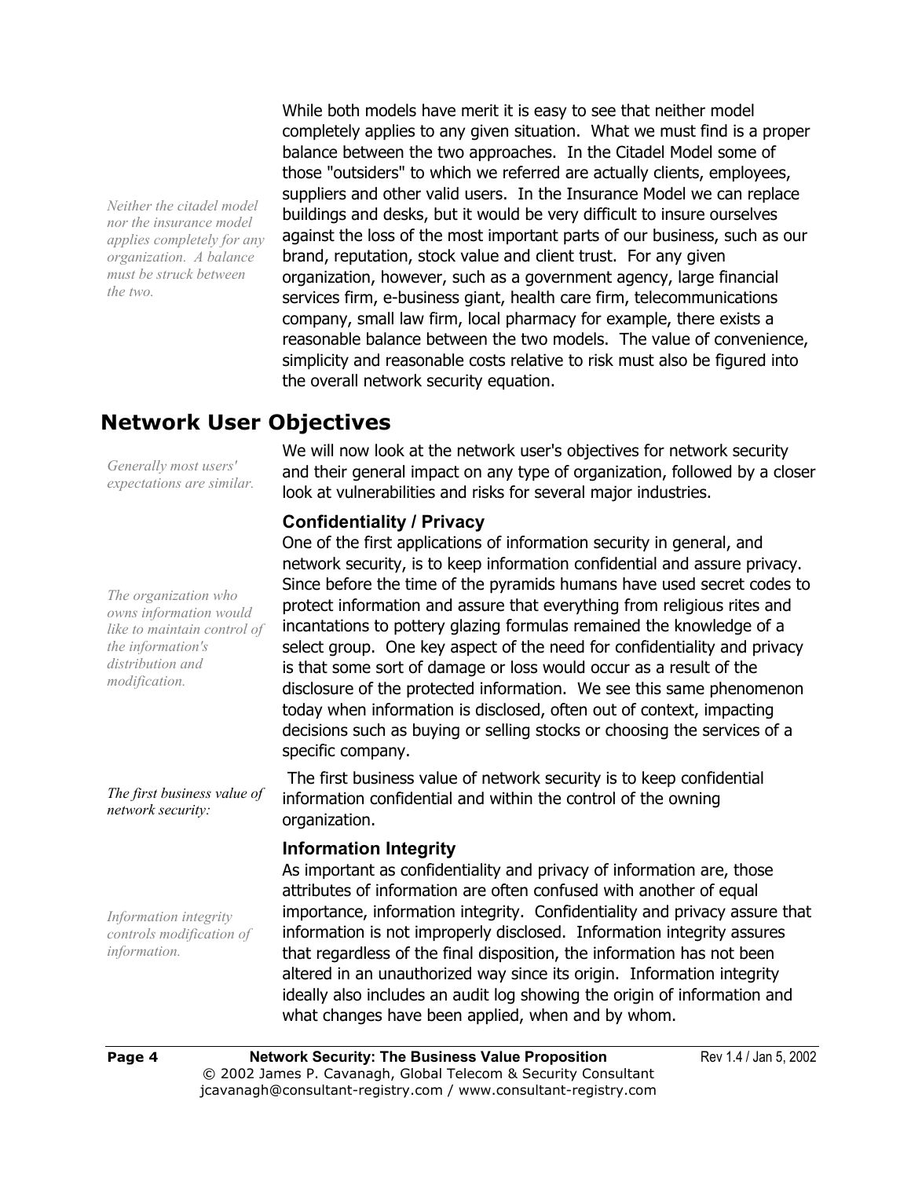*Neither the citadel model nor the insurance model applies completely for any organization. A balance must be struck between the two.*

While both models have merit it is easy to see that neither model completely applies to any given situation. What we must find is a proper balance between the two approaches. In the Citadel Model some of those "outsiders" to which we referred are actually clients, employees, suppliers and other valid users. In the Insurance Model we can replace buildings and desks, but it would be very difficult to insure ourselves against the loss of the most important parts of our business, such as our brand, reputation, stock value and client trust. For any given organization, however, such as a government agency, large financial services firm, e-business giant, health care firm, telecommunications company, small law firm, local pharmacy for example, there exists a reasonable balance between the two models. The value of convenience, simplicity and reasonable costs relative to risk must also be figured into the overall network security equation.

## Network User Objectives

*Generally most users' expectations are similar.*

We will now look at the network user's objectives for network security and their general impact on any type of organization, followed by a closer look at vulnerabilities and risks for several major industries.

### Confidentiality / Privacy

*The organization who owns information would like to maintain control of the information's distribution and modification.*

One of the first applications of information security in general, and network security, is to keep information confidential and assure privacy. Since before the time of the pyramids humans have used secret codes to protect information and assure that everything from religious rites and incantations to pottery glazing formulas remained the knowledge of a select group. One key aspect of the need for confidentiality and privacy is that some sort of damage or loss would occur as a result of the disclosure of the protected information. We see this same phenomenon today when information is disclosed, often out of context, impacting decisions such as buying or selling stocks or choosing the services of a specific company.

*The first business value of network security:*

The first business value of network security is to keep confidential information confidential and within the control of the owning organization.

### Information Integrity

*Information integrity controls modification of information.*

As important as confidentiality and privacy of information are, those attributes of information are often confused with another of equal importance, information integrity. Confidentiality and privacy assure that information is not improperly disclosed. Information integrity assures that regardless of the final disposition, the information has not been altered in an unauthorized way since its origin. Information integrity ideally also includes an audit log showing the origin of information and what changes have been applied, when and by whom.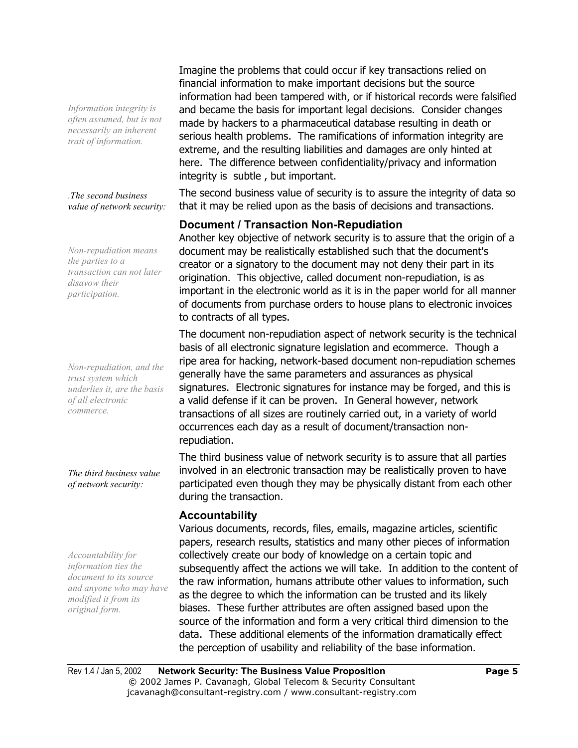*Information integrity is often assumed, but is not necessarily an inherent trait of information.*

Imagine the problems that could occur if key transactions relied on financial information to make important decisions but the source information had been tampered with, or if historical records were falsified and became the basis for important legal decisions. Consider changes made by hackers to a pharmaceutical database resulting in death or serious health problems. The ramifications of information integrity are extreme, and the resulting liabilities and damages are only hinted at here. The difference between confidentiality/privacy and information integrity is subtle , but important.

*.The second business value of network security:*

The second business value of security is to assure the integrity of data so that it may be relied upon as the basis of decisions and transactions.

### Document / Transaction Non-Repudiation

*Non-repudiation means the parties to a transaction can not later disavow their participation.*

Another key objective of network security is to assure that the origin of a document may be realistically established such that the document's creator or a signatory to the document may not deny their part in its origination. This objective, called document non-repudiation, is as important in the electronic world as it is in the paper world for all manner of documents from purchase orders to house plans to electronic invoices to contracts of all types.

*Non-repudiation, and the trust system which underlies it, are the basis of all electronic commerce.*

The document non-repudiation aspect of network security is the technical basis of all electronic signature legislation and ecommerce. Though a ripe area for hacking, network-based document non-repudiation schemes generally have the same parameters and assurances as physical signatures. Electronic signatures for instance may be forged, and this is a valid defense if it can be proven. In General however, network transactions of all sizes are routinely carried out, in a variety of world occurrences each day as a result of document/transaction non-repudiation.

*The third business value of network security:*

The third business value of network security is to assure that all parties involved in an electronic transaction may be realistically proven to have participated even though they may be physically distant from each other during the transaction.

### Accountability

*Accountability for information ties the document to its source and anyone who may have modified it from its original form.*

Various documents, records, files, emails, magazine articles, scientific papers, research results, statistics and many other pieces of information collectively create our body of knowledge on a certain topic and subsequently affect the actions we will take. In addition to the content of the raw information, humans attribute other values to information, such as the degree to which the information can be trusted and its likely biases. These further attributes are often assigned based upon the source of the information and form a very critical third dimension to the data. These additional elements of the information dramatically effect the perception of usability and reliability of the base information.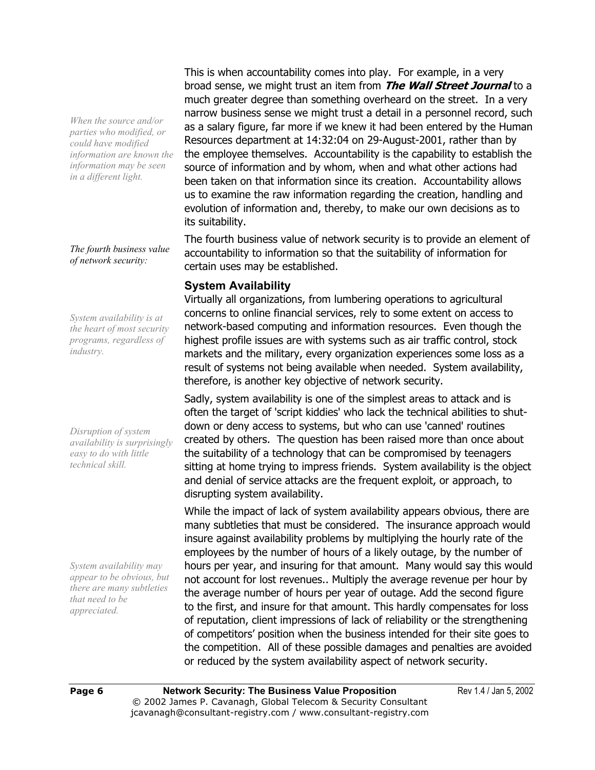*When the source and/or parties who modified, or could have modified information are known the information may be seen in a different light.*

This is when accountability comes into play. For example, in a very broad sense, we might trust an item from ***The Wall Street Journal*** to a much greater degree than something overheard on the street. In a very narrow business sense we might trust a detail in a personnel record, such as a salary figure, far more if we knew it had been entered by the Human Resources department at 14:32:04 on 29-August-2001, rather than by the employee themselves. Accountability is the capability to establish the source of information and by whom, when and what other actions had been taken on that information since its creation. Accountability allows us to examine the raw information regarding the creation, handling and evolution of information and, thereby, to make our own decisions as to its suitability.

*The fourth business value of network security:*

The fourth business value of network security is to provide an element of accountability to information so that the suitability of information for certain uses may be established.

### System Availability

*System availability is at the heart of most security programs, regardless of industry.*

Virtually all organizations, from lumbering operations to agricultural concerns to online financial services, rely to some extent on access to network-based computing and information resources. Even though the highest profile issues are with systems such as air traffic control, stock markets and the military, every organization experiences some loss as a result of systems not being available when needed. System availability, therefore, is another key objective of network security.

*Disruption of system availability is surprisingly easy to do with little technical skill.*

Sadly, system availability is one of the simplest areas to attack and is often the target of 'script kiddies' who lack the technical abilities to shut-down or deny access to systems, but who can use 'canned' routines created by others. The question has been raised more than once about the suitability of a technology that can be compromised by teenagers sitting at home trying to impress friends. System availability is the object and denial of service attacks are the frequent exploit, or approach, to disrupting system availability.

*System availability may appear to be obvious, but there are many subtleties that need to be appreciated.*

While the impact of lack of system availability appears obvious, there are many subtleties that must be considered. The insurance approach would insure against availability problems by multiplying the hourly rate of the employees by the number of hours of a likely outage, by the number of hours per year, and insuring for that amount. Many would say this would not account for lost revenues.. Multiply the average revenue per hour by the average number of hours per year of outage. Add the second figure to the first, and insure for that amount. This hardly compensates for loss of reputation, client impressions of lack of reliability or the strengthening of competitors' position when the business intended for their site goes to the competition. All of these possible damages and penalties are avoided or reduced by the system availability aspect of network security.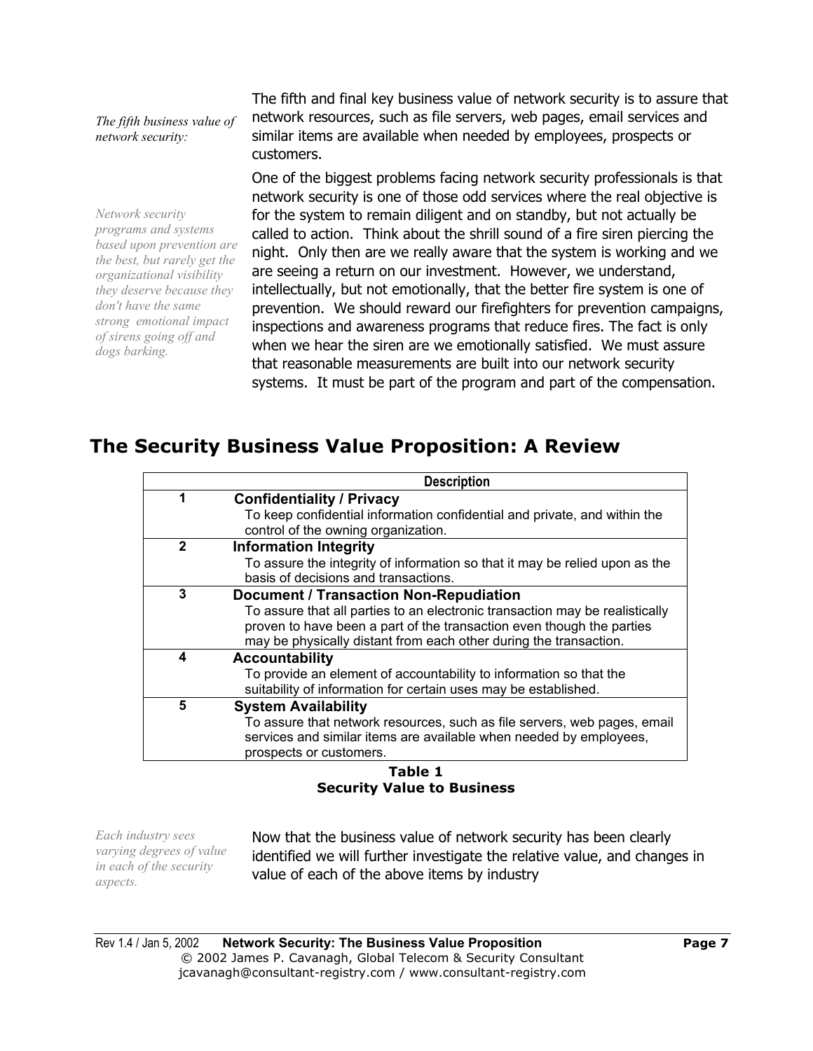*The fifth business value of network security:*

The fifth and final key business value of network security is to assure that network resources, such as file servers, web pages, email services and similar items are available when needed by employees, prospects or customers.

*Network security programs and systems based upon prevention are the best, but rarely get the organizational visibility they deserve because they don't have the same strong emotional impact of sirens going off and dogs barking.*

One of the biggest problems facing network security professionals is that network security is one of those odd services where the real objective is for the system to remain diligent and on standby, but not actually be called to action. Think about the shrill sound of a fire siren piercing the night. Only then are we really aware that the system is working and we are seeing a return on our investment. However, we understand, intellectually, but not emotionally, that the better fire system is one of prevention. We should reward our firefighters for prevention campaigns, inspections and awareness programs that reduce fires. The fact is only when we hear the siren are we emotionally satisfied. We must assure that reasonable measurements are built into our network security systems. It must be part of the program and part of the compensation.

## The Security Business Value Proposition: A Review

| | Description |
|---|---|
| 1 | **Confidentiality / Privacy**<br>To keep confidential information confidential and private, and within the control of the owning organization. |
| 2 | **Information Integrity**<br>To assure the integrity of information so that it may be relied upon as the basis of decisions and transactions. |
| 3 | **Document / Transaction Non-Repudiation**<br>To assure that all parties to an electronic transaction may be realistically proven to have been a part of the transaction even though the parties may be physically distant from each other during the transaction. |
| 4 | **Accountability**<br>To provide an element of accountability to information so that the suitability of information for certain uses may be established. |
| 5 | **System Availability**<br>To assure that network resources, such as file servers, web pages, email services and similar items are available when needed by employees, prospects or customers. |

**Table 1**
**Security Value to Business**

*Each industry sees varying degrees of value in each of the security aspects.*

Now that the business value of network security has been clearly identified we will further investigate the relative value, and changes in value of each of the above items by industry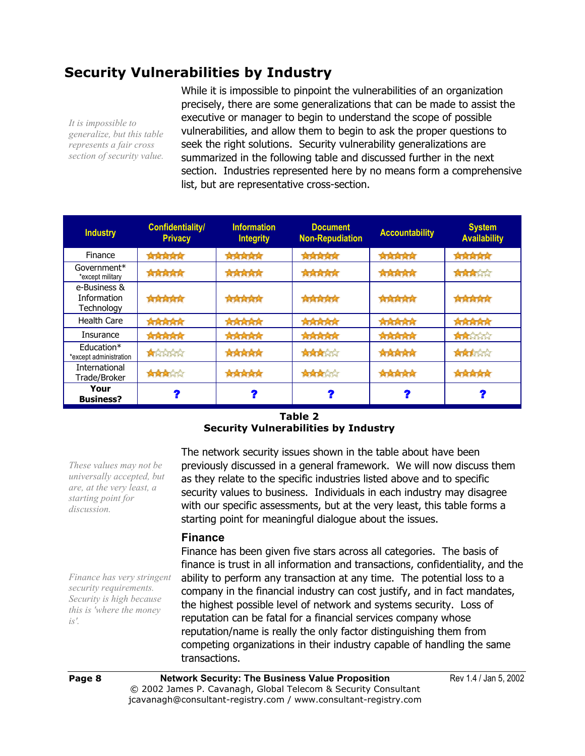## Security Vulnerabilities by Industry

*It is impossible to generalize, but this table represents a fair cross section of security value.*

While it is impossible to pinpoint the vulnerabilities of an organization precisely, there are some generalizations that can be made to assist the executive or manager to begin to understand the scope of possible vulnerabilities, and allow them to begin to ask the proper questions to seek the right solutions. Security vulnerability generalizations are summarized in the following table and discussed further in the next section. Industries represented here by no means form a comprehensive list, but are representative cross-section.

| Industry | Confidentiality/ Privacy | Information Integrity | Document Non-Repudiation | Accountability | System Availability |
|---|---|---|---|---|---|
| Finance | ★★★★★ | ★★★★★ | ★★★★★ | ★★★★★ | ★★★★★ |
| Government* *except military | ★★★★★ | ★★★★★ | ★★★★★ | ★★★★★ | ★★★☆☆ |
| e-Business & Information Technology | ★★★★★ | ★★★★★ | ★★★★★ | ★★★★★ | ★★★★★ |
| Health Care | ★★★★★ | ★★★★★ | ★★★★★ | ★★★★★ | ★★★★★ |
| Insurance | ★★★★★ | ★★★★★ | ★★★★★ | ★★★★★ | ★★☆☆☆ |
| Education* *except administration | ★☆☆☆☆ | ★★★★★ | ★★★☆☆ | ★★★★★ | ★★★☆☆ |
| International Trade/Broker | ★★★☆☆ | ★★★★★ | ★★★☆☆ | ★★★★★ | ★★★★★ |
| **Your Business?** | ? | ? | ? | ? | ? |

**Table 2**
**Security Vulnerabilities by Industry**

*These values may not be universally accepted, but are, at the very least, a starting point for discussion.*

The network security issues shown in the table about have been previously discussed in a general framework. We will now discuss them as they relate to the specific industries listed above and to specific security values to business. Individuals in each industry may disagree with our specific assessments, but at the very least, this table forms a starting point for meaningful dialogue about the issues.

### Finance

*Finance has very stringent security requirements. Security is high because this is 'where the money is'.*

Finance has been given five stars across all categories. The basis of finance is trust in all information and transactions, confidentiality, and the ability to perform any transaction at any time. The potential loss to a company in the financial industry can cost justify, and in fact mandates, the highest possible level of network and systems security. Loss of reputation can be fatal for a financial services company whose reputation/name is really the only factor distinguishing them from competing organizations in their industry capable of handling the same transactions.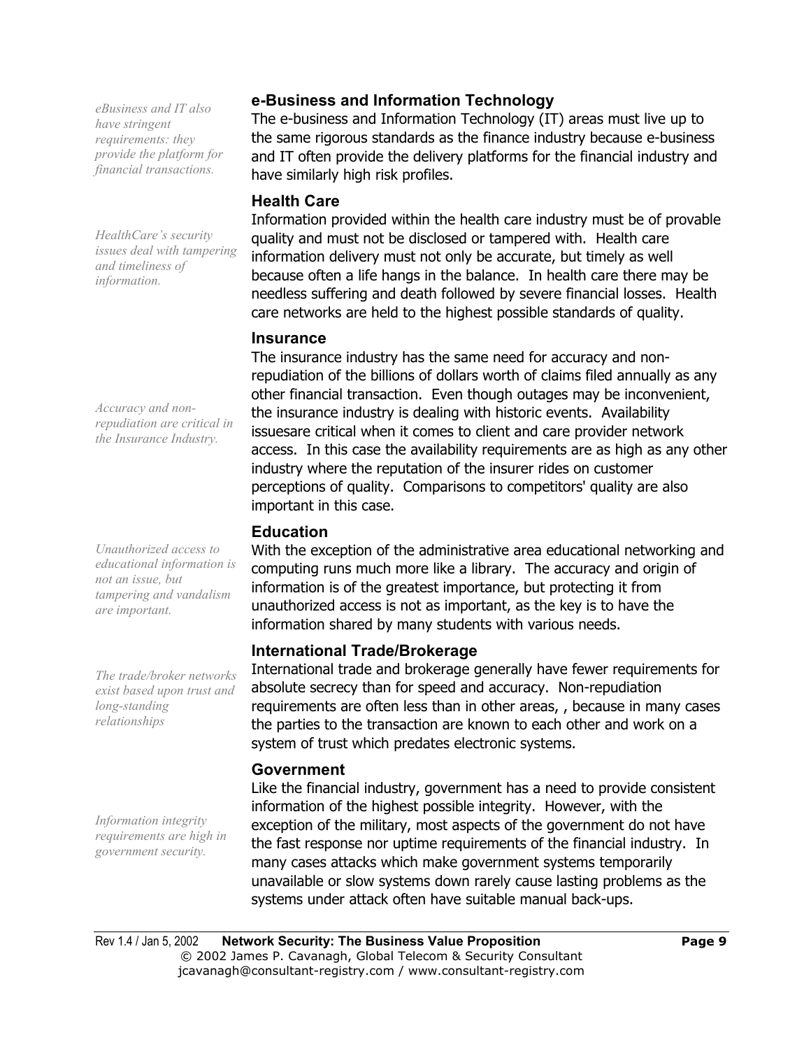*eBusiness and IT also have stringent requirements: they provide the platform for financial transactions.*

### e-Business and Information Technology

The e-business and Information Technology (IT) areas must live up to the same rigorous standards as the finance industry because e-business and IT often provide the delivery platforms for the financial industry and have similarly high risk profiles.

*HealthCare's security issues deal with tampering and timeliness of information.*

### Health Care

Information provided within the health care industry must be of provable quality and must not be disclosed or tampered with. Health care information delivery must not only be accurate, but timely as well because often a life hangs in the balance. In health care there may be needless suffering and death followed by severe financial losses. Health care networks are held to the highest possible standards of quality.

*Accuracy and non-repudiation are critical in the Insurance Industry.*

### Insurance

The insurance industry has the same need for accuracy and non-repudiation of the billions of dollars worth of claims filed annually as any other financial transaction. Even though outages may be inconvenient, the insurance industry is dealing with historic events. Availability issuesare critical when it comes to client and care provider network access. In this case the availability requirements are as high as any other industry where the reputation of the insurer rides on customer perceptions of quality. Comparisons to competitors' quality are also important in this case.

*Unauthorized access to educational information is not an issue, but tampering and vandalism are important.*

### Education

With the exception of the administrative area educational networking and computing runs much more like a library. The accuracy and origin of information is of the greatest importance, but protecting it from unauthorized access is not as important, as the key is to have the information shared by many students with various needs.

*The trade/broker networks exist based upon trust and long-standing relationships*

### International Trade/Brokerage

International trade and brokerage generally have fewer requirements for absolute secrecy than for speed and accuracy. Non-repudiation requirements are often less than in other areas, , because in many cases the parties to the transaction are known to each other and work on a system of trust which predates electronic systems.

*Information integrity requirements are high in government security.*

### Government

Like the financial industry, government has a need to provide consistent information of the highest possible integrity. However, with the exception of the military, most aspects of the government do not have the fast response nor uptime requirements of the financial industry. In many cases attacks which make government systems temporarily unavailable or slow systems down rarely cause lasting problems as the systems under attack often have suitable manual back-ups.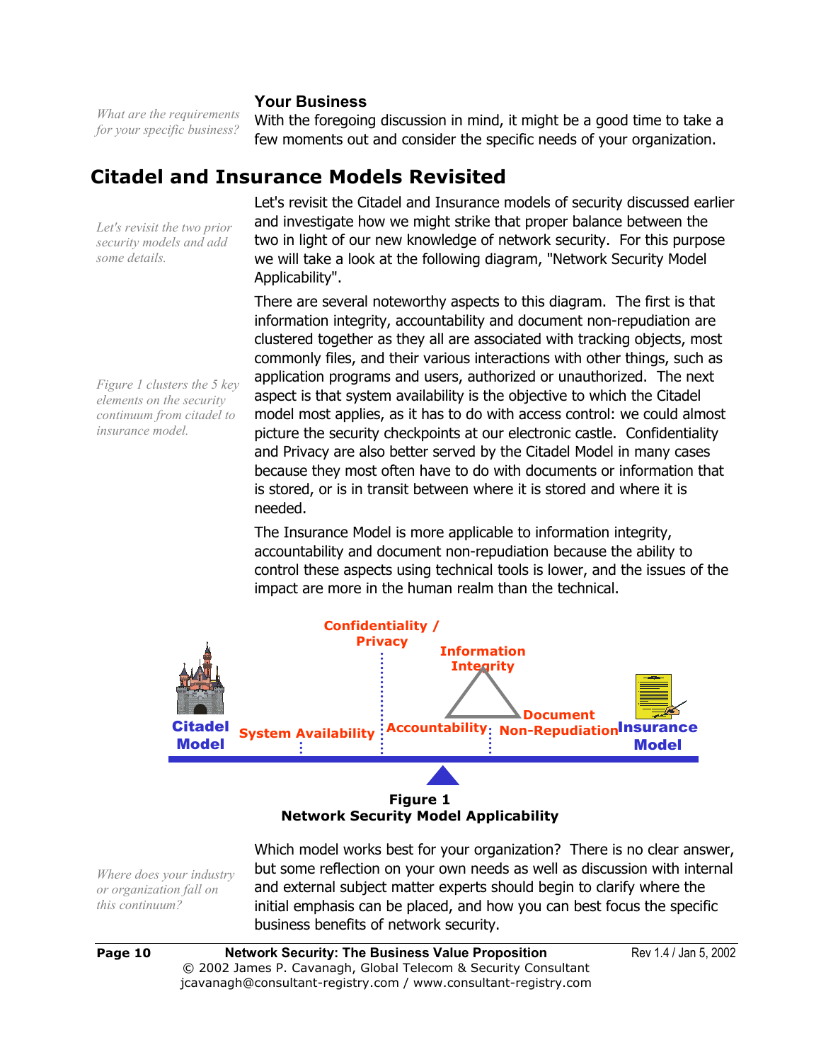*What are the requirements for your specific business?*

### Your Business

With the foregoing discussion in mind, it might be a good time to take a few moments out and consider the specific needs of your organization.

## Citadel and Insurance Models Revisited

*Let's revisit the two prior security models and add some details.*

Let's revisit the Citadel and Insurance models of security discussed earlier and investigate how we might strike that proper balance between the two in light of our new knowledge of network security. For this purpose we will take a look at the following diagram, "Network Security Model Applicability".

*Figure 1 clusters the 5 key elements on the security continuum from citadel to insurance model.*

There are several noteworthy aspects to this diagram. The first is that information integrity, accountability and document non-repudiation are clustered together as they all are associated with tracking objects, most commonly files, and their various interactions with other things, such as application programs and users, authorized or unauthorized. The next aspect is that system availability is the objective to which the Citadel model most applies, as it has to do with access control: we could almost picture the security checkpoints at our electronic castle. Confidentiality and Privacy are also better served by the Citadel Model in many cases because they most often have to do with documents or information that is stored, or is in transit between where it is stored and where it is needed.

The Insurance Model is more applicable to information integrity, accountability and document non-repudiation because the ability to control these aspects using technical tools is lower, and the issues of the impact are more in the human realm than the technical.

Citadel Model | System Availability | Confidentiality / Privacy | Accountability | Information Integrity | Document Non-Repudiation | Insurance Model

**Figure 1**
**Network Security Model Applicability**

*Where does your industry or organization fall on this continuum?*

Which model works best for your organization? There is no clear answer, but some reflection on your own needs as well as discussion with internal and external subject matter experts should begin to clarify where the initial emphasis can be placed, and how you can best focus the specific business benefits of network security.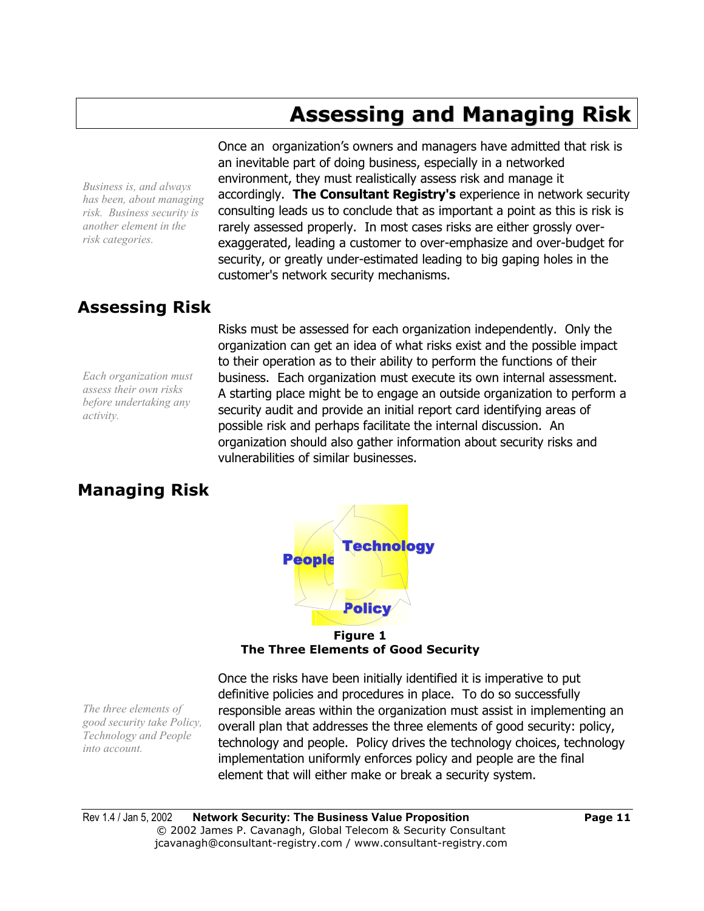# Assessing and Managing Risk

*Business is, and always has been, about managing risk. Business security is another element in the risk categories.*

Once an organization's owners and managers have admitted that risk is an inevitable part of doing business, especially in a networked environment, they must realistically assess risk and manage it accordingly. **The Consultant Registry's** experience in network security consulting leads us to conclude that as important a point as this is risk is rarely assessed properly. In most cases risks are either grossly over-exaggerated, leading a customer to over-emphasize and over-budget for security, or greatly under-estimated leading to big gaping holes in the customer's network security mechanisms.

## Assessing Risk

*Each organization must assess their own risks before undertaking any activity.*

Risks must be assessed for each organization independently. Only the organization can get an idea of what risks exist and the possible impact to their operation as to their ability to perform the functions of their business. Each organization must execute its own internal assessment. A starting place might be to engage an outside organization to perform a security audit and provide an initial report card identifying areas of possible risk and perhaps facilitate the internal discussion. An organization should also gather information about security risks and vulnerabilities of similar businesses.

## Managing Risk

People — Technology — Policy

**Figure 1**
**The Three Elements of Good Security**

*The three elements of good security take Policy, Technology and People into account.*

Once the risks have been initially identified it is imperative to put definitive policies and procedures in place. To do so successfully responsible areas within the organization must assist in implementing an overall plan that addresses the three elements of good security: policy, technology and people. Policy drives the technology choices, technology implementation uniformly enforces policy and people are the final element that will either make or break a security system.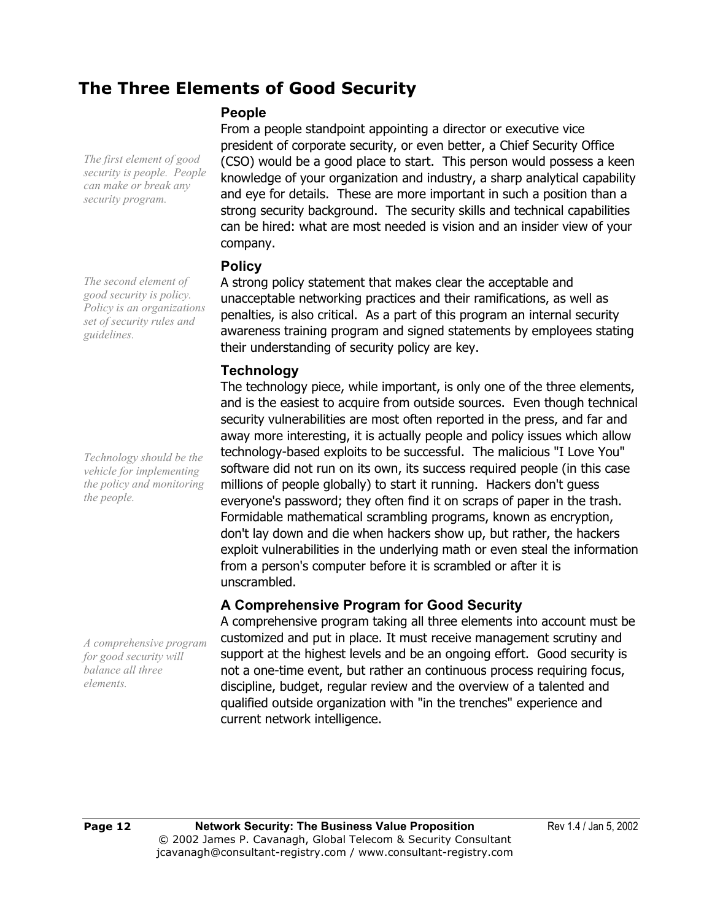## The Three Elements of Good Security

*The first element of good security is people. People can make or break any security program.*

### People

From a people standpoint appointing a director or executive vice president of corporate security, or even better, a Chief Security Office (CSO) would be a good place to start. This person would possess a keen knowledge of your organization and industry, a sharp analytical capability and eye for details. These are more important in such a position than a strong security background. The security skills and technical capabilities can be hired: what are most needed is vision and an insider view of your company.

*The second element of good security is policy. Policy is an organizations set of security rules and guidelines.*

### Policy

A strong policy statement that makes clear the acceptable and unacceptable networking practices and their ramifications, as well as penalties, is also critical. As a part of this program an internal security awareness training program and signed statements by employees stating their understanding of security policy are key.

*Technology should be the vehicle for implementing the policy and monitoring the people.*

### Technology

The technology piece, while important, is only one of the three elements, and is the easiest to acquire from outside sources. Even though technical security vulnerabilities are most often reported in the press, and far and away more interesting, it is actually people and policy issues which allow technology-based exploits to be successful. The malicious "I Love You" software did not run on its own, its success required people (in this case millions of people globally) to start it running. Hackers don't guess everyone's password; they often find it on scraps of paper in the trash. Formidable mathematical scrambling programs, known as encryption, don't lay down and die when hackers show up, but rather, the hackers exploit vulnerabilities in the underlying math or even steal the information from a person's computer before it is scrambled or after it is unscrambled.

*A comprehensive program for good security will balance all three elements.*

### A Comprehensive Program for Good Security

A comprehensive program taking all three elements into account must be customized and put in place. It must receive management scrutiny and support at the highest levels and be an ongoing effort. Good security is not a one-time event, but rather an continuous process requiring focus, discipline, budget, regular review and the overview of a talented and qualified outside organization with "in the trenches" experience and current network intelligence.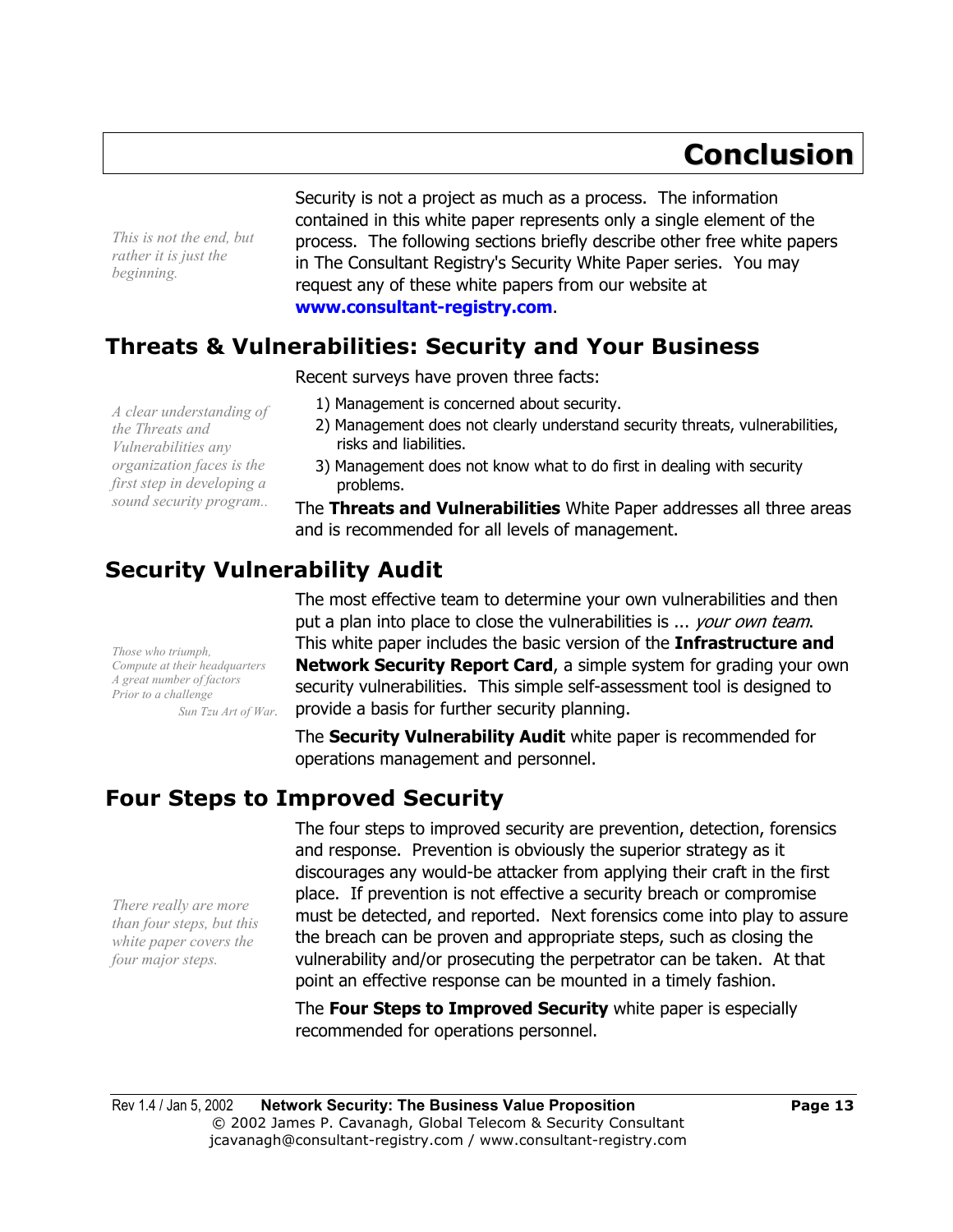# Conclusion

*This is not the end, but rather it is just the beginning.*

Security is not a project as much as a process. The information contained in this white paper represents only a single element of the process. The following sections briefly describe other free white papers in The Consultant Registry's Security White Paper series. You may request any of these white papers from our website at **www.consultant-registry.com**.

## Threats & Vulnerabilities: Security and Your Business

*A clear understanding of the Threats and Vulnerabilities any organization faces is the first step in developing a sound security program..*

Recent surveys have proven three facts:

1) Management is concerned about security.
2) Management does not clearly understand security threats, vulnerabilities, risks and liabilities.
3) Management does not know what to do first in dealing with security problems.

The **Threats and Vulnerabilities** White Paper addresses all three areas and is recommended for all levels of management.

## Security Vulnerability Audit

*Those who triumph,*
*Compute at their headquarters*
*A great number of factors*
*Prior to a challenge*
*Sun Tzu Art of War.*

The most effective team to determine your own vulnerabilities and then put a plan into place to close the vulnerabilities is ... *your own team*. This white paper includes the basic version of the **Infrastructure and Network Security Report Card**, a simple system for grading your own security vulnerabilities. This simple self-assessment tool is designed to provide a basis for further security planning.

The **Security Vulnerability Audit** white paper is recommended for operations management and personnel.

## Four Steps to Improved Security

*There really are more than four steps, but this white paper covers the four major steps.*

The four steps to improved security are prevention, detection, forensics and response. Prevention is obviously the superior strategy as it discourages any would-be attacker from applying their craft in the first place. If prevention is not effective a security breach or compromise must be detected, and reported. Next forensics come into play to assure the breach can be proven and appropriate steps, such as closing the vulnerability and/or prosecuting the perpetrator can be taken. At that point an effective response can be mounted in a timely fashion.

The **Four Steps to Improved Security** white paper is especially recommended for operations personnel.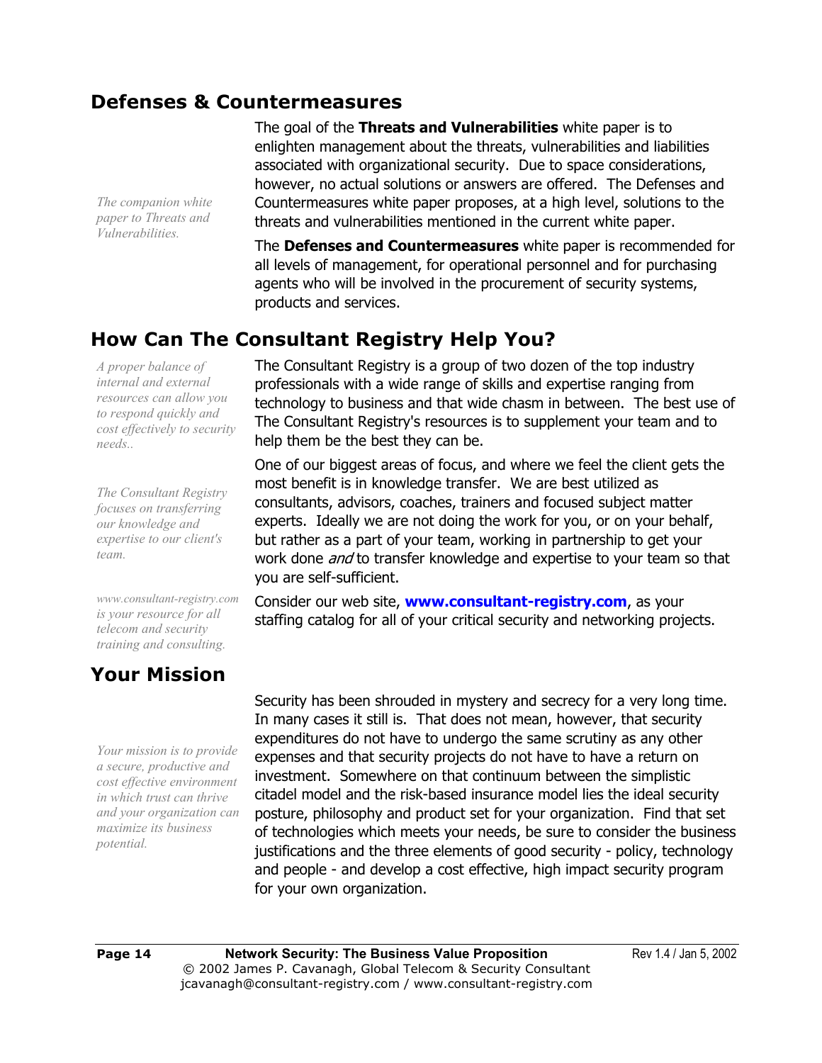## Defenses & Countermeasures

*The companion white paper to Threats and Vulnerabilities.*

The goal of the **Threats and Vulnerabilities** white paper is to enlighten management about the threats, vulnerabilities and liabilities associated with organizational security. Due to space considerations, however, no actual solutions or answers are offered. The Defenses and Countermeasures white paper proposes, at a high level, solutions to the threats and vulnerabilities mentioned in the current white paper.

The **Defenses and Countermeasures** white paper is recommended for all levels of management, for operational personnel and for purchasing agents who will be involved in the procurement of security systems, products and services.

## How Can The Consultant Registry Help You?

*A proper balance of internal and external resources can allow you to respond quickly and cost effectively to security needs..*

The Consultant Registry is a group of two dozen of the top industry professionals with a wide range of skills and expertise ranging from technology to business and that wide chasm in between. The best use of The Consultant Registry's resources is to supplement your team and to help them be the best they can be.

*The Consultant Registry focuses on transferring our knowledge and expertise to our client's team.*

One of our biggest areas of focus, and where we feel the client gets the most benefit is in knowledge transfer. We are best utilized as consultants, advisors, coaches, trainers and focused subject matter experts. Ideally we are not doing the work for you, or on your behalf, but rather as a part of your team, working in partnership to get your work done *and* to transfer knowledge and expertise to your team so that you are self-sufficient.

*www.consultant-registry.com is your resource for all telecom and security training and consulting.*

Consider our web site, **www.consultant-registry.com**, as your staffing catalog for all of your critical security and networking projects.

## Your Mission

*Your mission is to provide a secure, productive and cost effective environment in which trust can thrive and your organization can maximize its business potential.*

Security has been shrouded in mystery and secrecy for a very long time. In many cases it still is. That does not mean, however, that security expenditures do not have to undergo the same scrutiny as any other expenses and that security projects do not have to have a return on investment. Somewhere on that continuum between the simplistic citadel model and the risk-based insurance model lies the ideal security posture, philosophy and product set for your organization. Find that set of technologies which meets your needs, be sure to consider the business justifications and the three elements of good security - policy, technology and people - and develop a cost effective, high impact security program for your own organization.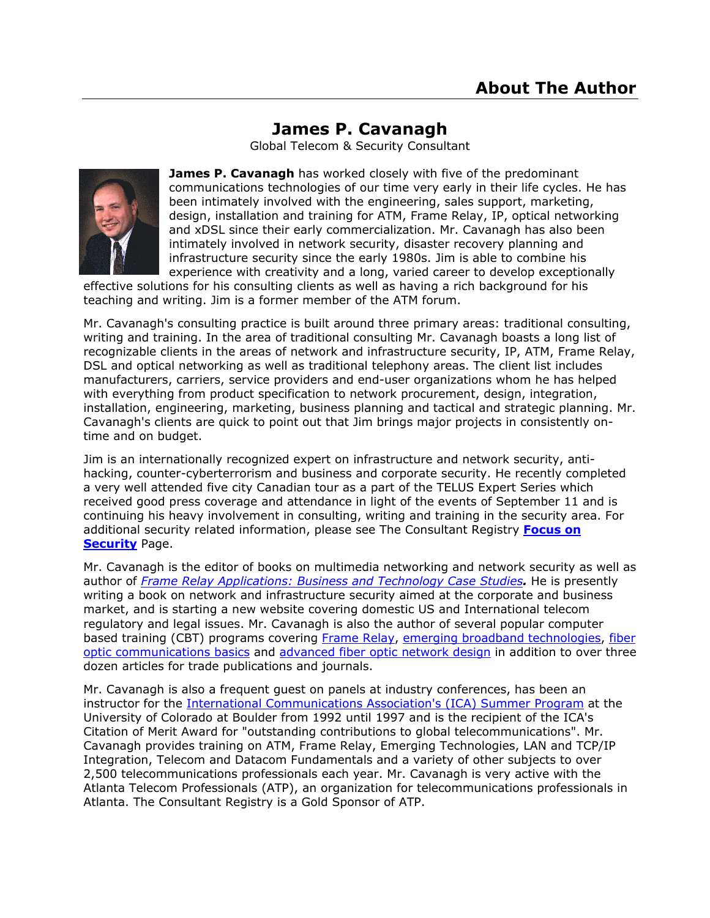# About The Author

## James P. Cavanagh

Global Telecom & Security Consultant

**James P. Cavanagh** has worked closely with five of the predominant communications technologies of our time very early in their life cycles. He has been intimately involved with the engineering, sales support, marketing, design, installation and training for ATM, Frame Relay, IP, optical networking and xDSL since their early commercialization. Mr. Cavanagh has also been intimately involved in network security, disaster recovery planning and infrastructure security since the early 1980s. Jim is able to combine his experience with creativity and a long, varied career to develop exceptionally effective solutions for his consulting clients as well as having a rich background for his teaching and writing. Jim is a former member of the ATM forum.

Mr. Cavanagh's consulting practice is built around three primary areas: traditional consulting, writing and training. In the area of traditional consulting Mr. Cavanagh boasts a long list of recognizable clients in the areas of network and infrastructure security, IP, ATM, Frame Relay, DSL and optical networking as well as traditional telephony areas. The client list includes manufacturers, carriers, service providers and end-user organizations whom he has helped with everything from product specification to network procurement, design, integration, installation, engineering, marketing, business planning and tactical and strategic planning. Mr. Cavanagh's clients are quick to point out that Jim brings major projects in consistently on-time and on budget.

Jim is an internationally recognized expert on infrastructure and network security, anti-hacking, counter-cyberterrorism and business and corporate security. He recently completed a very well attended five city Canadian tour as a part of the TELUS Expert Series which received good press coverage and attendance in light of the events of September 11 and is continuing his heavy involvement in consulting, writing and training in the security area. For additional security related information, please see The Consultant Registry **Focus on Security** Page.

Mr. Cavanagh is the editor of books on multimedia networking and network security as well as author of *Frame Relay Applications: Business and Technology Case Studies*. He is presently writing a book on network and infrastructure security aimed at the corporate and business market, and is starting a new website covering domestic US and International telecom regulatory and legal issues. Mr. Cavanagh is also the author of several popular computer based training (CBT) programs covering Frame Relay, emerging broadband technologies, fiber optic communications basics and advanced fiber optic network design in addition to over three dozen articles for trade publications and journals.

Mr. Cavanagh is also a frequent guest on panels at industry conferences, has been an instructor for the International Communications Association's (ICA) Summer Program at the University of Colorado at Boulder from 1992 until 1997 and is the recipient of the ICA's Citation of Merit Award for "outstanding contributions to global telecommunications". Mr. Cavanagh provides training on ATM, Frame Relay, Emerging Technologies, LAN and TCP/IP Integration, Telecom and Datacom Fundamentals and a variety of other subjects to over 2,500 telecommunications professionals each year. Mr. Cavanagh is very active with the Atlanta Telecom Professionals (ATP), an organization for telecommunications professionals in Atlanta. The Consultant Registry is a Gold Sponsor of ATP.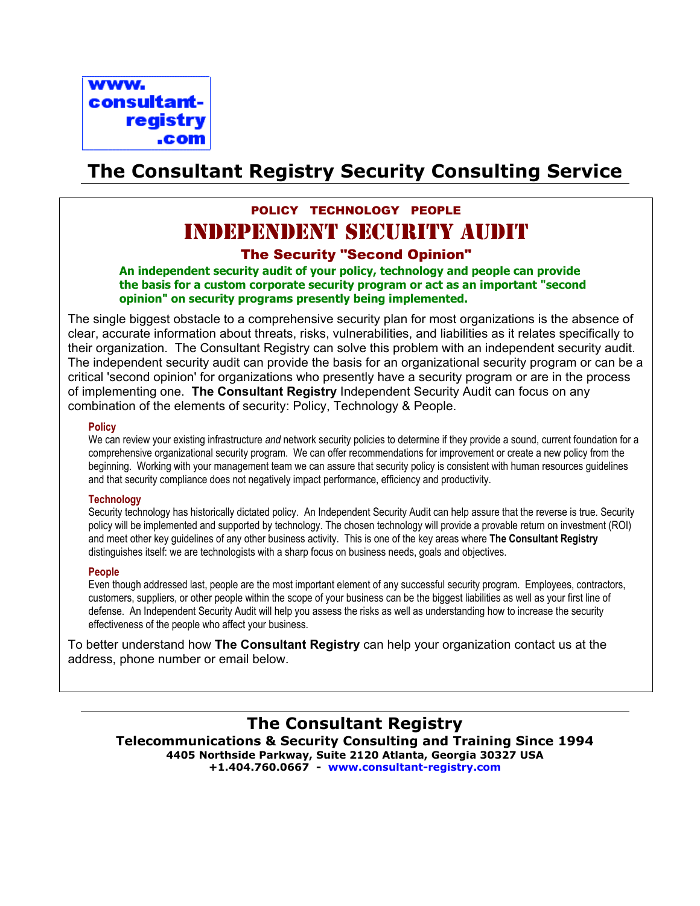www.
consultant-
registry
.com

# The Consultant Registry Security Consulting Service

**POLICY TECHNOLOGY PEOPLE**

## INDEPENDENT SECURITY AUDIT

### The Security "Second Opinion"

**An independent security audit of your policy, technology and people can provide the basis for a custom corporate security program or act as an important "second opinion" on security programs presently being implemented.**

The single biggest obstacle to a comprehensive security plan for most organizations is the absence of clear, accurate information about threats, risks, vulnerabilities, and liabilities as it relates specifically to their organization. The Consultant Registry can solve this problem with an independent security audit. The independent security audit can provide the basis for an organizational security program or can be a critical 'second opinion' for organizations who presently have a security program or are in the process of implementing one. **The Consultant Registry** Independent Security Audit can focus on any combination of the elements of security: Policy, Technology & People.

**Policy**

We can review your existing infrastructure *and* network security policies to determine if they provide a sound, current foundation for a comprehensive organizational security program. We can offer recommendations for improvement or create a new policy from the beginning. Working with your management team we can assure that security policy is consistent with human resources guidelines and that security compliance does not negatively impact performance, efficiency and productivity.

**Technology**

Security technology has historically dictated policy. An Independent Security Audit can help assure that the reverse is true. Security policy will be implemented and supported by technology. The chosen technology will provide a provable return on investment (ROI) and meet other key guidelines of any other business activity. This is one of the key areas where **The Consultant Registry** distinguishes itself: we are technologists with a sharp focus on business needs, goals and objectives.

**People**

Even though addressed last, people are the most important element of any successful security program. Employees, contractors, customers, suppliers, or other people within the scope of your business can be the biggest liabilities as well as your first line of defense. An Independent Security Audit will help you assess the risks as well as understanding how to increase the security effectiveness of the people who affect your business.

To better understand how **The Consultant Registry** can help your organization contact us at the address, phone number or email below.

---

## The Consultant Registry

**Telecommunications & Security Consulting and Training Since 1994**

**4405 Northside Parkway, Suite 2120 Atlanta, Georgia 30327 USA**

**+1.404.760.0667 - www.consultant-registry.com**